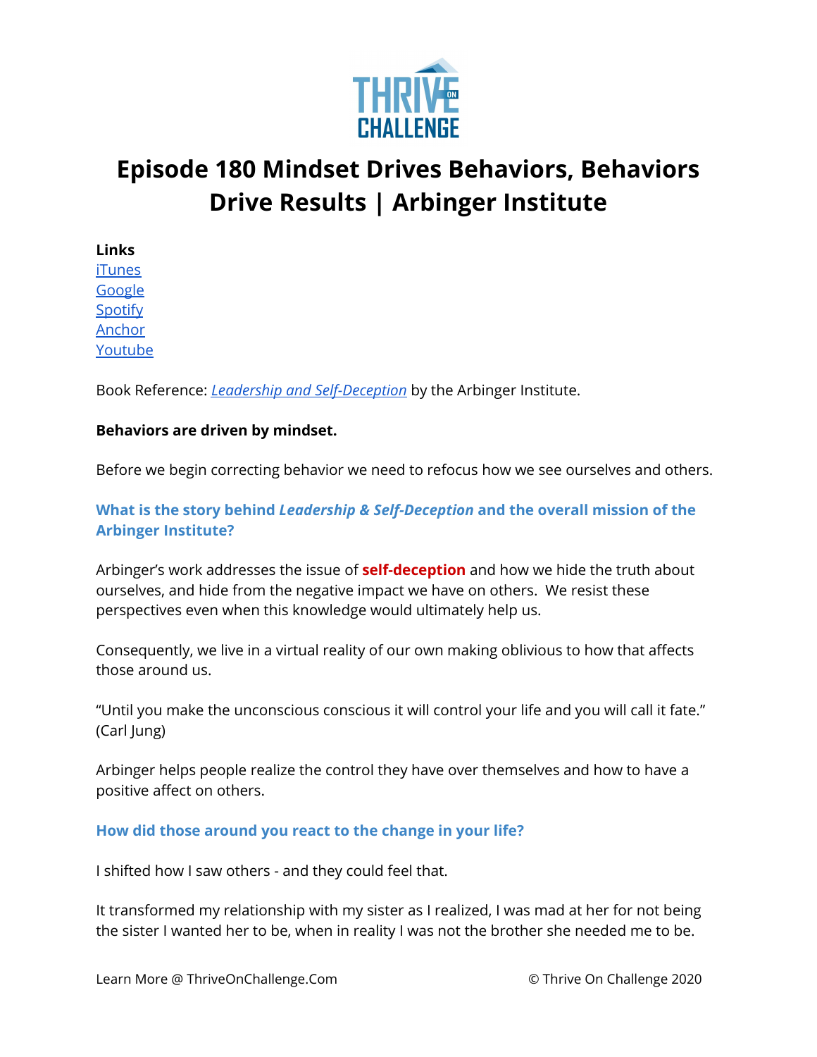# Episode 180 Mindset Drives Behaviors, Behaviors Drive Results | Arbinger Institute

**Links**
iTunes
Google
Spotify
Anchor
Youtube

Book Reference: *Leadership and Self-Deception* by the Arbinger Institute.

**Behaviors are driven by mindset.**

Before we begin correcting behavior we need to refocus how we see ourselves and others.

### What is the story behind *Leadership & Self-Deception* and the overall mission of the Arbinger Institute?

Arbinger's work addresses the issue of **self-deception** and how we hide the truth about ourselves, and hide from the negative impact we have on others. We resist these perspectives even when this knowledge would ultimately help us.

Consequently, we live in a virtual reality of our own making oblivious to how that affects those around us.

"Until you make the unconscious conscious it will control your life and you will call it fate." (Carl Jung)

Arbinger helps people realize the control they have over themselves and how to have a positive affect on others.

### How did those around you react to the change in your life?

I shifted how I saw others - and they could feel that.

It transformed my relationship with my sister as I realized, I was mad at her for not being the sister I wanted her to be, when in reality I was not the brother she needed me to be.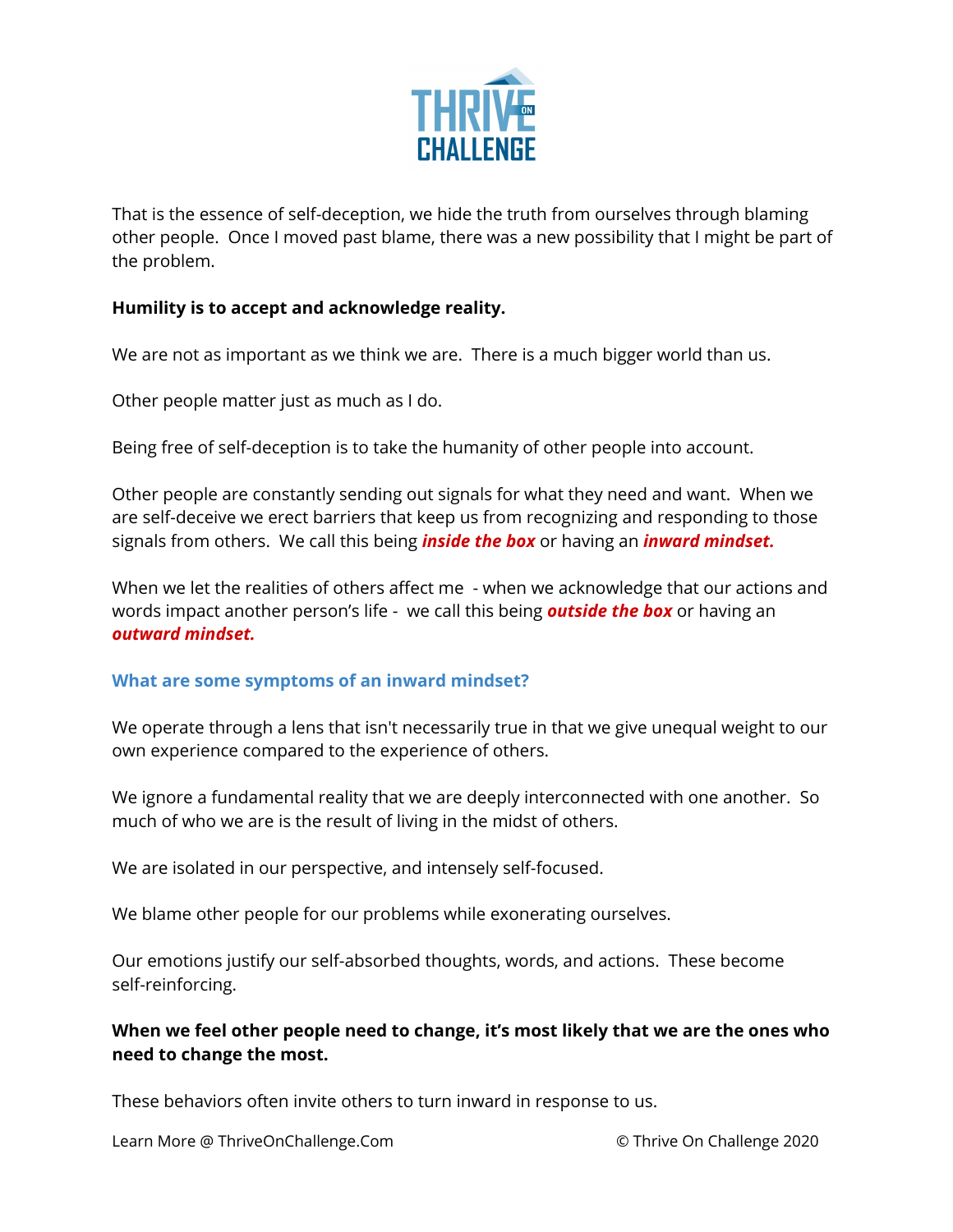That is the essence of self-deception, we hide the truth from ourselves through blaming other people. Once I moved past blame, there was a new possibility that I might be part of the problem.

**Humility is to accept and acknowledge reality.**

We are not as important as we think we are. There is a much bigger world than us.

Other people matter just as much as I do.

Being free of self-deception is to take the humanity of other people into account.

Other people are constantly sending out signals for what they need and want. When we are self-deceive we erect barriers that keep us from recognizing and responding to those signals from others. We call this being ***inside the box*** or having an ***inward mindset.***

When we let the realities of others affect me - when we acknowledge that our actions and words impact another person's life - we call this being ***outside the box*** or having an ***outward mindset.***

### What are some symptoms of an inward mindset?

We operate through a lens that isn't necessarily true in that we give unequal weight to our own experience compared to the experience of others.

We ignore a fundamental reality that we are deeply interconnected with one another. So much of who we are is the result of living in the midst of others.

We are isolated in our perspective, and intensely self-focused.

We blame other people for our problems while exonerating ourselves.

Our emotions justify our self-absorbed thoughts, words, and actions. These become self-reinforcing.

**When we feel other people need to change, it's most likely that we are the ones who need to change the most.**

These behaviors often invite others to turn inward in response to us.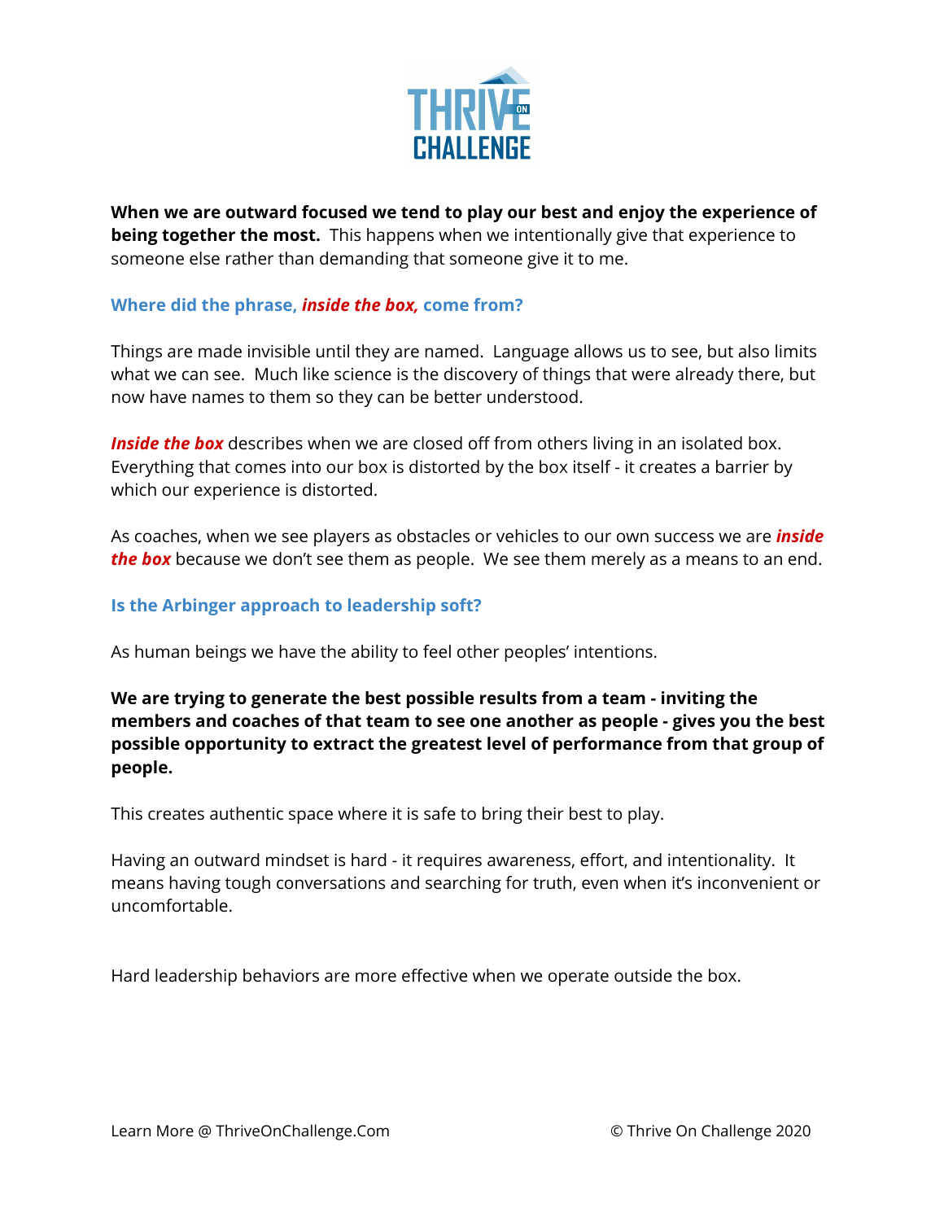**When we are outward focused we tend to play our best and enjoy the experience of being together the most.** This happens when we intentionally give that experience to someone else rather than demanding that someone give it to me.

## Where did the phrase, ***inside the box,*** come from?

Things are made invisible until they are named. Language allows us to see, but also limits what we can see. Much like science is the discovery of things that were already there, but now have names to them so they can be better understood.

***Inside the box*** describes when we are closed off from others living in an isolated box. Everything that comes into our box is distorted by the box itself - it creates a barrier by which our experience is distorted.

As coaches, when we see players as obstacles or vehicles to our own success we are ***inside the box*** because we don't see them as people. We see them merely as a means to an end.

## Is the Arbinger approach to leadership soft?

As human beings we have the ability to feel other peoples' intentions.

**We are trying to generate the best possible results from a team - inviting the members and coaches of that team to see one another as people - gives you the best possible opportunity to extract the greatest level of performance from that group of people.**

This creates authentic space where it is safe to bring their best to play.

Having an outward mindset is hard - it requires awareness, effort, and intentionality. It means having tough conversations and searching for truth, even when it's inconvenient or uncomfortable.

Hard leadership behaviors are more effective when we operate outside the box.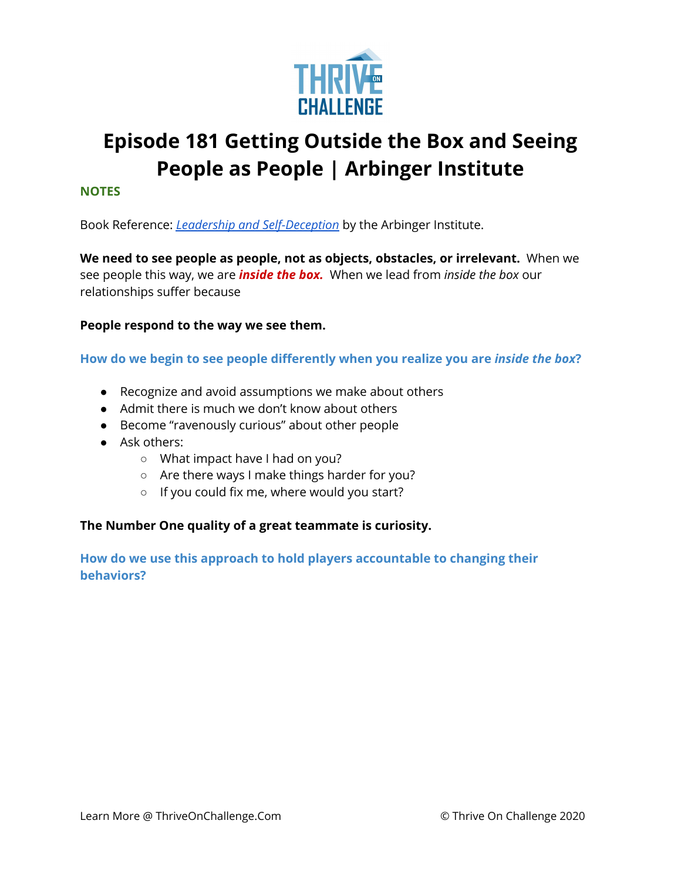# Episode 181 Getting Outside the Box and Seeing People as People | Arbinger Institute

**NOTES**

Book Reference: *Leadership and Self-Deception* by the Arbinger Institute.

**We need to see people as people, not as objects, obstacles, or irrelevant.** When we see people this way, we are ***inside the box.*** When we lead from *inside the box* our relationships suffer because

**People respond to the way we see them.**

### How do we begin to see people differently when you realize you are *inside the box*?

- Recognize and avoid assumptions we make about others
- Admit there is much we don't know about others
- Become "ravenously curious" about other people
- Ask others:
  - What impact have I had on you?
  - Are there ways I make things harder for you?
  - If you could fix me, where would you start?

**The Number One quality of a great teammate is curiosity.**

### How do we use this approach to hold players accountable to changing their behaviors?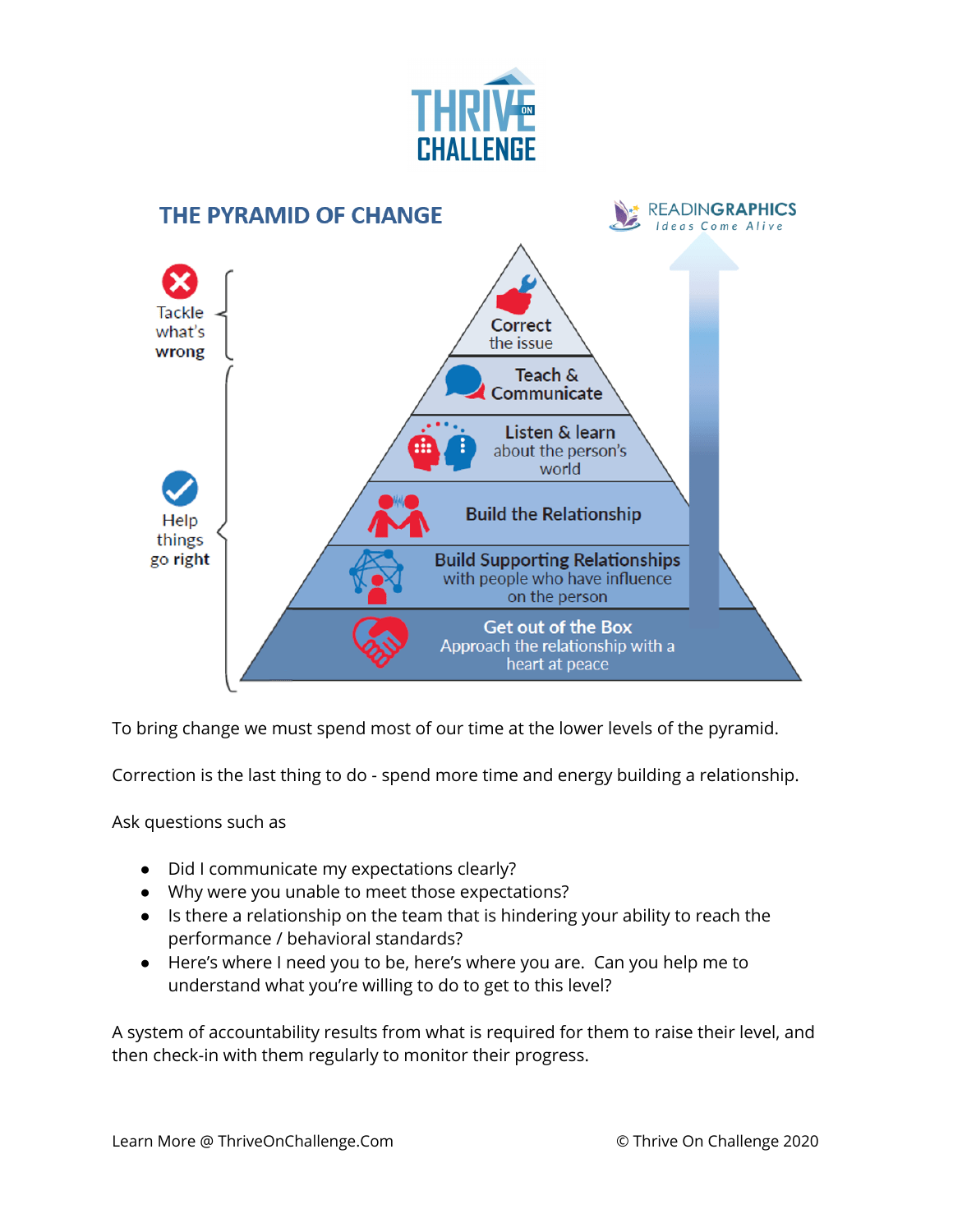# THRIVE ON CHALLENGE

## THE PYRAMID OF CHANGE

READINGRAPHICS — Ideas Come Alive

- Correct the issue
- Teach & Communicate
- Listen & learn about the person's world
- Build the Relationship
- Build Supporting Relationships with people who have influence on the person
- Get out of the Box — Approach the relationship with a heart at peace

Tackle what's wrong

Help things go right

To bring change we must spend most of our time at the lower levels of the pyramid.

Correction is the last thing to do - spend more time and energy building a relationship.

Ask questions such as

- Did I communicate my expectations clearly?
- Why were you unable to meet those expectations?
- Is there a relationship on the team that is hindering your ability to reach the performance / behavioral standards?
- Here's where I need you to be, here's where you are. Can you help me to understand what you're willing to do to get to this level?

A system of accountability results from what is required for them to raise their level, and then check-in with them regularly to monitor their progress.

Learn More @ ThriveOnChallenge.Com © Thrive On Challenge 2020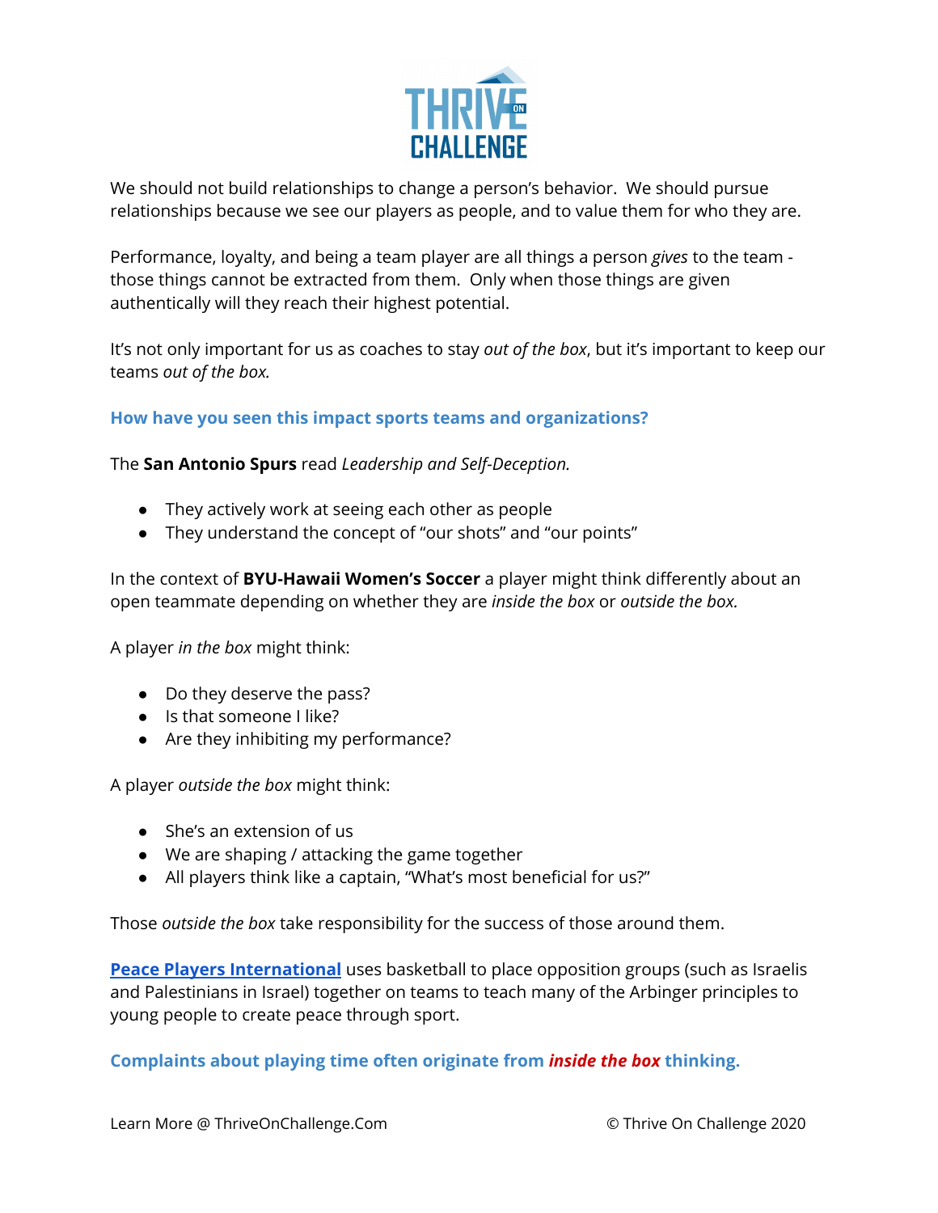We should not build relationships to change a person's behavior. We should pursue relationships because we see our players as people, and to value them for who they are.

Performance, loyalty, and being a team player are all things a person *gives* to the team - those things cannot be extracted from them. Only when those things are given authentically will they reach their highest potential.

It's not only important for us as coaches to stay *out of the box*, but it's important to keep our teams *out of the box.*

### How have you seen this impact sports teams and organizations?

The **San Antonio Spurs** read *Leadership and Self-Deception.*

- They actively work at seeing each other as people
- They understand the concept of "our shots" and "our points"

In the context of **BYU-Hawaii Women's Soccer** a player might think differently about an open teammate depending on whether they are *inside the box* or *outside the box.*

A player *in the box* might think:

- Do they deserve the pass?
- Is that someone I like?
- Are they inhibiting my performance?

A player *outside the box* might think:

- She's an extension of us
- We are shaping / attacking the game together
- All players think like a captain, "What's most beneficial for us?"

Those *outside the box* take responsibility for the success of those around them.

**Peace Players International** uses basketball to place opposition groups (such as Israelis and Palestinians in Israel) together on teams to teach many of the Arbinger principles to young people to create peace through sport.

### Complaints about playing time often originate from ***inside the box*** thinking.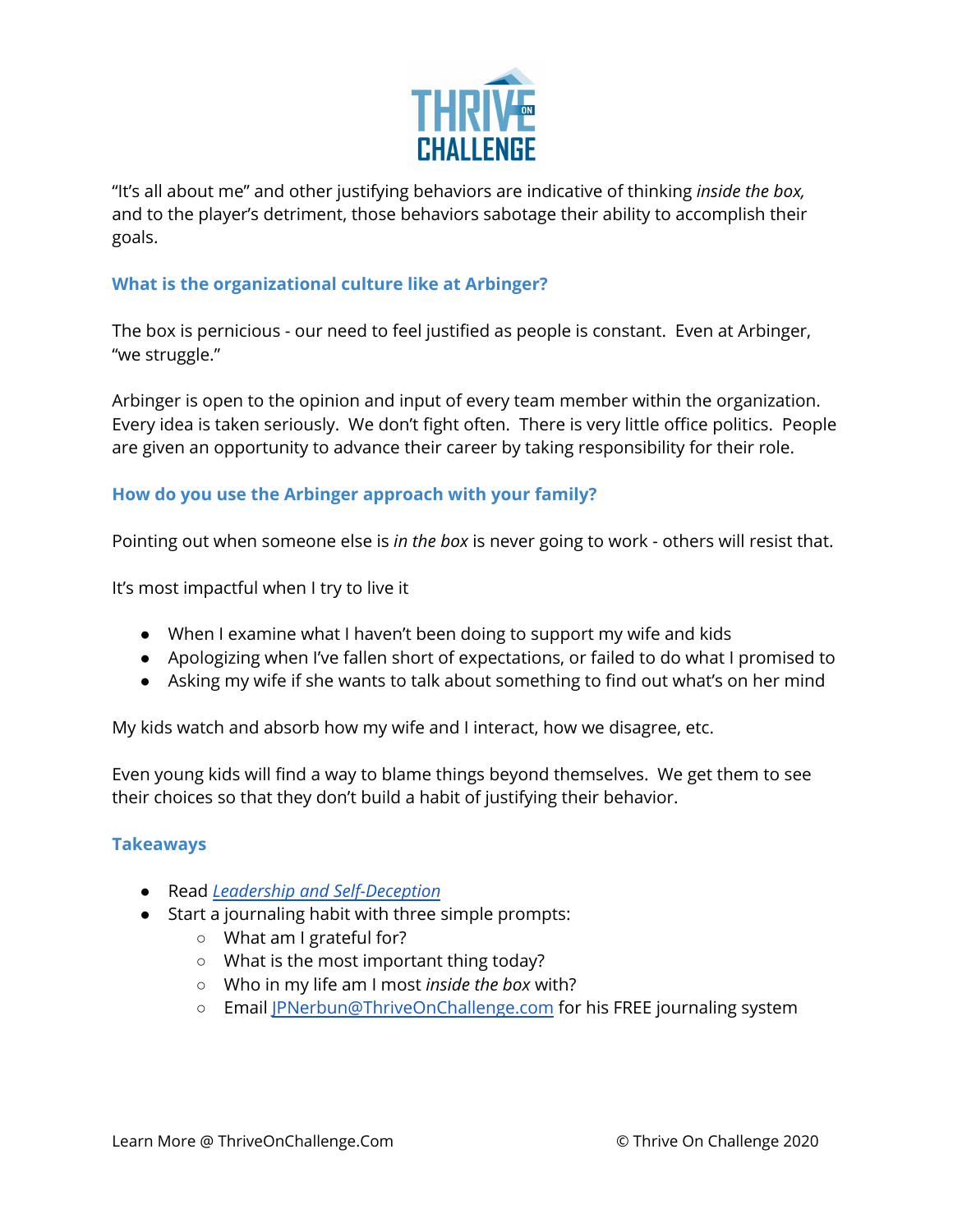"It's all about me" and other justifying behaviors are indicative of thinking *inside the box,* and to the player's detriment, those behaviors sabotage their ability to accomplish their goals.

### What is the organizational culture like at Arbinger?

The box is pernicious - our need to feel justified as people is constant. Even at Arbinger, "we struggle."

Arbinger is open to the opinion and input of every team member within the organization. Every idea is taken seriously. We don't fight often. There is very little office politics. People are given an opportunity to advance their career by taking responsibility for their role.

### How do you use the Arbinger approach with your family?

Pointing out when someone else is *in the box* is never going to work - others will resist that.

It's most impactful when I try to live it

- When I examine what I haven't been doing to support my wife and kids
- Apologizing when I've fallen short of expectations, or failed to do what I promised to
- Asking my wife if she wants to talk about something to find out what's on her mind

My kids watch and absorb how my wife and I interact, how we disagree, etc.

Even young kids will find a way to blame things beyond themselves. We get them to see their choices so that they don't build a habit of justifying their behavior.

### Takeaways

- Read *Leadership and Self-Deception*
- Start a journaling habit with three simple prompts:
  - What am I grateful for?
  - What is the most important thing today?
  - Who in my life am I most *inside the box* with?
  - Email JPNerbun@ThriveOnChallenge.com for his FREE journaling system